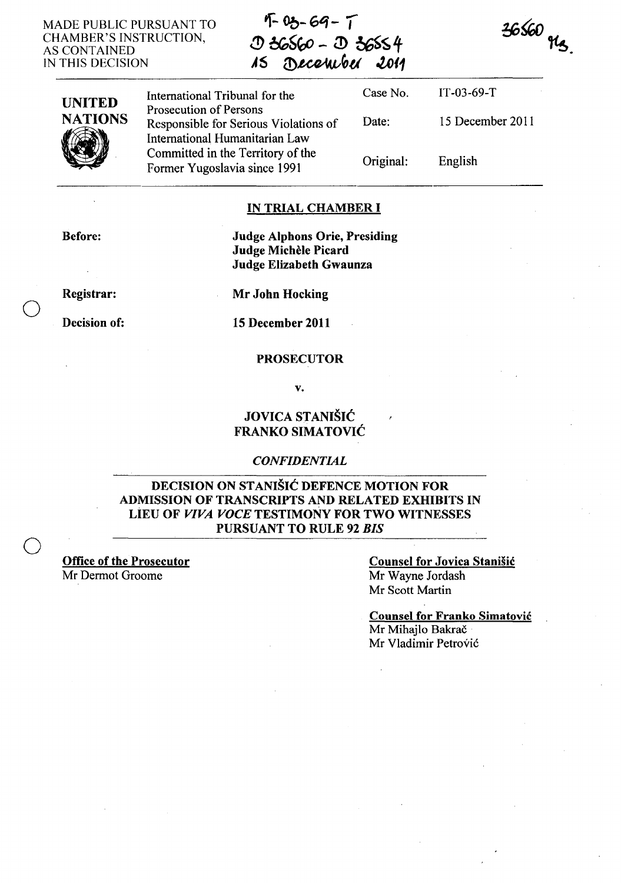MADE PUBLIC PURSUANT TO CHAMBER'S INSTRUCTION, AS CONTAINED IN THIS DECISION

IT-03-69-T
D 36560 - D 36554
15 December 2011

36560 MS.

| | | | |
|---|---|---|---|
| **UNITED NATIONS** | International Tribunal for the Prosecution of Persons Responsible for Serious Violations of International Humanitarian Law Committed in the Territory of the Former Yugoslavia since 1991 | Case No. | IT-03-69-T |
| | | Date: | 15 December 2011 |
| | | Original: | English |

## IN TRIAL CHAMBER I

**Before:** **Judge Alphons Orie, Presiding**
**Judge Michèle Picard**
**Judge Elizabeth Gwaunza**

**Registrar:** **Mr John Hocking**

**Decision of:** **15 December 2011**

**PROSECUTOR**

**v.**

**JOVICA STANIŠIĆ**
**FRANKO SIMATOVIĆ**

***CONFIDENTIAL***

## DECISION ON STANIŠIĆ DEFENCE MOTION FOR ADMISSION OF TRANSCRIPTS AND RELATED EXHIBITS IN LIEU OF *VIVA VOCE* TESTIMONY FOR TWO WITNESSES PURSUANT TO RULE 92 *BIS*

**Office of the Prosecutor**
Mr Dermot Groome

**Counsel for Jovica Stanišić**
Mr Wayne Jordash
Mr Scott Martin

**Counsel for Franko Simatović**
Mr Mihajlo Bakrač
Mr Vladimir Petrović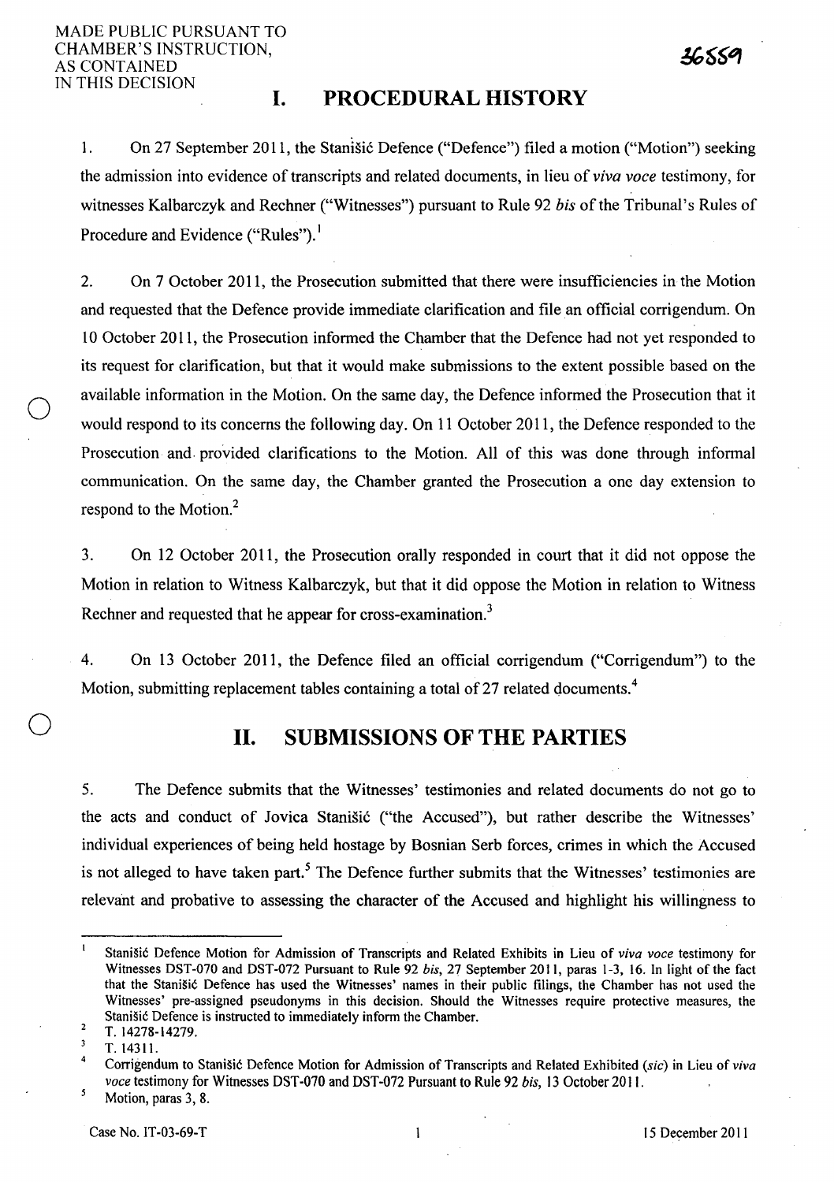MADE PUBLIC PURSUANT TO CHAMBER'S INSTRUCTION, AS CONTAINED IN THIS DECISION

36559

# I. PROCEDURAL HISTORY

1. On 27 September 2011, the Stanišić Defence ("Defence") filed a motion ("Motion") seeking the admission into evidence of transcripts and related documents, in lieu of *viva voce* testimony, for witnesses Kalbarczyk and Rechner ("Witnesses") pursuant to Rule 92 *bis* of the Tribunal's Rules of Procedure and Evidence ("Rules").[1]

2. On 7 October 2011, the Prosecution submitted that there were insufficiencies in the Motion and requested that the Defence provide immediate clarification and file an official corrigendum. On 10 October 2011, the Prosecution informed the Chamber that the Defence had not yet responded to its request for clarification, but that it would make submissions to the extent possible based on the available information in the Motion. On the same day, the Defence informed the Prosecution that it would respond to its concerns the following day. On 11 October 2011, the Defence responded to the Prosecution and provided clarifications to the Motion. All of this was done through informal communication. On the same day, the Chamber granted the Prosecution a one day extension to respond to the Motion.[2]

3. On 12 October 2011, the Prosecution orally responded in court that it did not oppose the Motion in relation to Witness Kalbarczyk, but that it did oppose the Motion in relation to Witness Rechner and requested that he appear for cross-examination.[3]

4. On 13 October 2011, the Defence filed an official corrigendum ("Corrigendum") to the Motion, submitting replacement tables containing a total of 27 related documents.[4]

# II. SUBMISSIONS OF THE PARTIES

5. The Defence submits that the Witnesses' testimonies and related documents do not go to the acts and conduct of Jovica Stanišić ("the Accused"), but rather describe the Witnesses' individual experiences of being held hostage by Bosnian Serb forces, crimes in which the Accused is not alleged to have taken part.[5] The Defence further submits that the Witnesses' testimonies are relevant and probative to assessing the character of the Accused and highlight his willingness to

---

[1] Stanišić Defence Motion for Admission of Transcripts and Related Exhibits in Lieu of *viva voce* testimony for Witnesses DST-070 and DST-072 Pursuant to Rule 92 *bis*, 27 September 2011, paras 1-3, 16. In light of the fact that the Stanišić Defence has used the Witnesses' names in their public filings, the Chamber has not used the Witnesses' pre-assigned pseudonyms in this decision. Should the Witnesses require protective measures, the Stanišić Defence is instructed to immediately inform the Chamber.

[2] T. 14278-14279.

[3] T. 14311.

[4] Corrigendum to Stanišić Defence Motion for Admission of Transcripts and Related Exhibited (*sic*) in Lieu of *viva voce* testimony for Witnesses DST-070 and DST-072 Pursuant to Rule 92 *bis*, 13 October 2011.

[5] Motion, paras 3, 8.

Case No. IT-03-69-T | 15 December 2011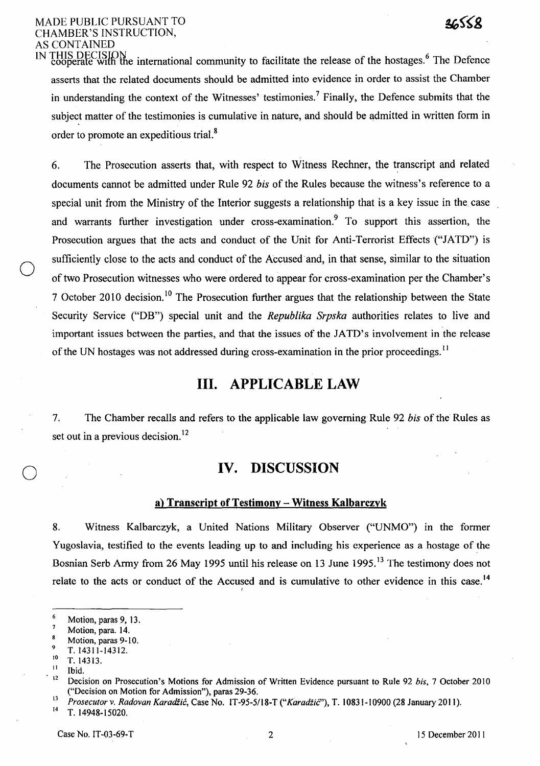cooperate with the international community to facilitate the release of the hostages.[6] The Defence asserts that the related documents should be admitted into evidence in order to assist the Chamber in understanding the context of the Witnesses' testimonies.[7] Finally, the Defence submits that the subject matter of the testimonies is cumulative in nature, and should be admitted in written form in order to promote an expeditious trial.[8]

6. The Prosecution asserts that, with respect to Witness Rechner, the transcript and related documents cannot be admitted under Rule 92 *bis* of the Rules because the witness's reference to a special unit from the Ministry of the Interior suggests a relationship that is a key issue in the case and warrants further investigation under cross-examination.[9] To support this assertion, the Prosecution argues that the acts and conduct of the Unit for Anti-Terrorist Effects ("JATD") is sufficiently close to the acts and conduct of the Accused and, in that sense, similar to the situation of two Prosecution witnesses who were ordered to appear for cross-examination per the Chamber's 7 October 2010 decision.[10] The Prosecution further argues that the relationship between the State Security Service ("DB") special unit and the *Republika Srpska* authorities relates to live and important issues between the parties, and that the issues of the JATD's involvement in the release of the UN hostages was not addressed during cross-examination in the prior proceedings.[11]

## III. APPLICABLE LAW

7. The Chamber recalls and refers to the applicable law governing Rule 92 *bis* of the Rules as set out in a previous decision.[12]

## IV. DISCUSSION

### a) Transcript of Testimony – Witness Kalbarczyk

8. Witness Kalbarczyk, a United Nations Military Observer ("UNMO") in the former Yugoslavia, testified to the events leading up to and including his experience as a hostage of the Bosnian Serb Army from 26 May 1995 until his release on 13 June 1995.[13] The testimony does not relate to the acts or conduct of the Accused and is cumulative to other evidence in this case.[14]

---

[6] Motion, paras 9, 13.

[7] Motion, para. 14.

[8] Motion, paras 9-10.

[9] T. 14311-14312.

[10] T. 14313.

[11] Ibid.

[12] Decision on Prosecution's Motions for Admission of Written Evidence pursuant to Rule 92 *bis*, 7 October 2010 ("Decision on Motion for Admission"), paras 29-36.

[13] *Prosecutor v. Radovan Karadžić*, Case No. IT-95-5/18-T ("*Karadžić*"), T. 10831-10900 (28 January 2011).

[14] T. 14948-15020.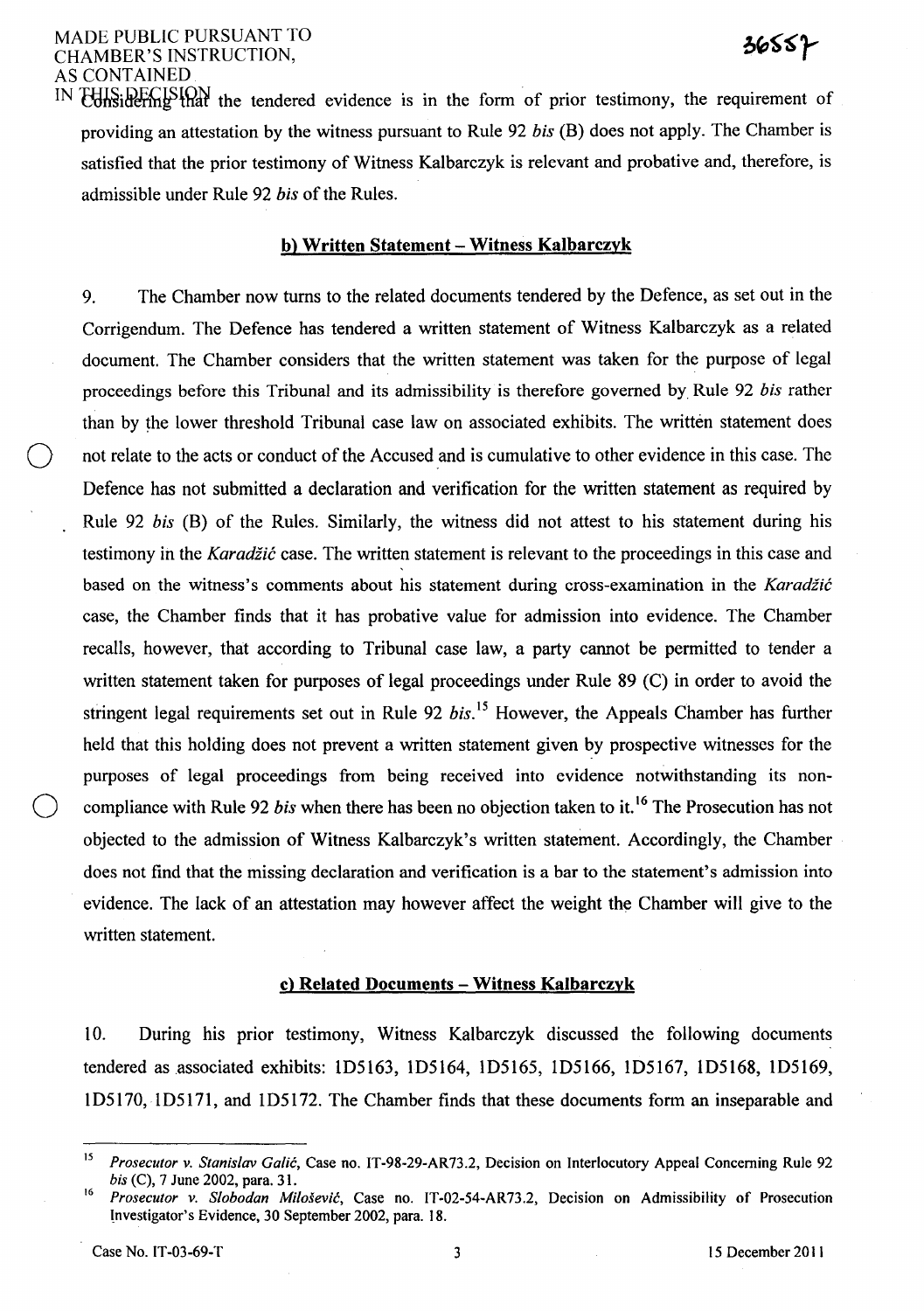MADE PUBLIC PURSUANT TO CHAMBER'S INSTRUCTION, AS CONTAINED IN THIS DECISION

Considering that the tendered evidence is in the form of prior testimony, the requirement of providing an attestation by the witness pursuant to Rule 92 *bis* (B) does not apply. The Chamber is satisfied that the prior testimony of Witness Kalbarczyk is relevant and probative and, therefore, is admissible under Rule 92 *bis* of the Rules.

### b) Written Statement – Witness Kalbarczyk

9. The Chamber now turns to the related documents tendered by the Defence, as set out in the Corrigendum. The Defence has tendered a written statement of Witness Kalbarczyk as a related document. The Chamber considers that the written statement was taken for the purpose of legal proceedings before this Tribunal and its admissibility is therefore governed by Rule 92 *bis* rather than by the lower threshold Tribunal case law on associated exhibits. The written statement does not relate to the acts or conduct of the Accused and is cumulative to other evidence in this case. The Defence has not submitted a declaration and verification for the written statement as required by Rule 92 *bis* (B) of the Rules. Similarly, the witness did not attest to his statement during his testimony in the *Karadžić* case. The written statement is relevant to the proceedings in this case and based on the witness's comments about his statement during cross-examination in the *Karadžić* case, the Chamber finds that it has probative value for admission into evidence. The Chamber recalls, however, that according to Tribunal case law, a party cannot be permitted to tender a written statement taken for purposes of legal proceedings under Rule 89 (C) in order to avoid the stringent legal requirements set out in Rule 92 *bis*.[15] However, the Appeals Chamber has further held that this holding does not prevent a written statement given by prospective witnesses for the purposes of legal proceedings from being received into evidence notwithstanding its non-compliance with Rule 92 *bis* when there has been no objection taken to it.[16] The Prosecution has not objected to the admission of Witness Kalbarczyk's written statement. Accordingly, the Chamber does not find that the missing declaration and verification is a bar to the statement's admission into evidence. The lack of an attestation may however affect the weight the Chamber will give to the written statement.

### c) Related Documents – Witness Kalbarczyk

10. During his prior testimony, Witness Kalbarczyk discussed the following documents tendered as associated exhibits: 1D5163, 1D5164, 1D5165, 1D5166, 1D5167, 1D5168, 1D5169, 1D5170, 1D5171, and 1D5172. The Chamber finds that these documents form an inseparable and

---

[15] *Prosecutor v. Stanislav Galić*, Case no. IT-98-29-AR73.2, Decision on Interlocutory Appeal Concerning Rule 92 *bis* (C), 7 June 2002, para. 31.

[16] *Prosecutor v. Slobodan Milošević*, Case no. IT-02-54-AR73.2, Decision on Admissibility of Prosecution Investigator's Evidence, 30 September 2002, para. 18.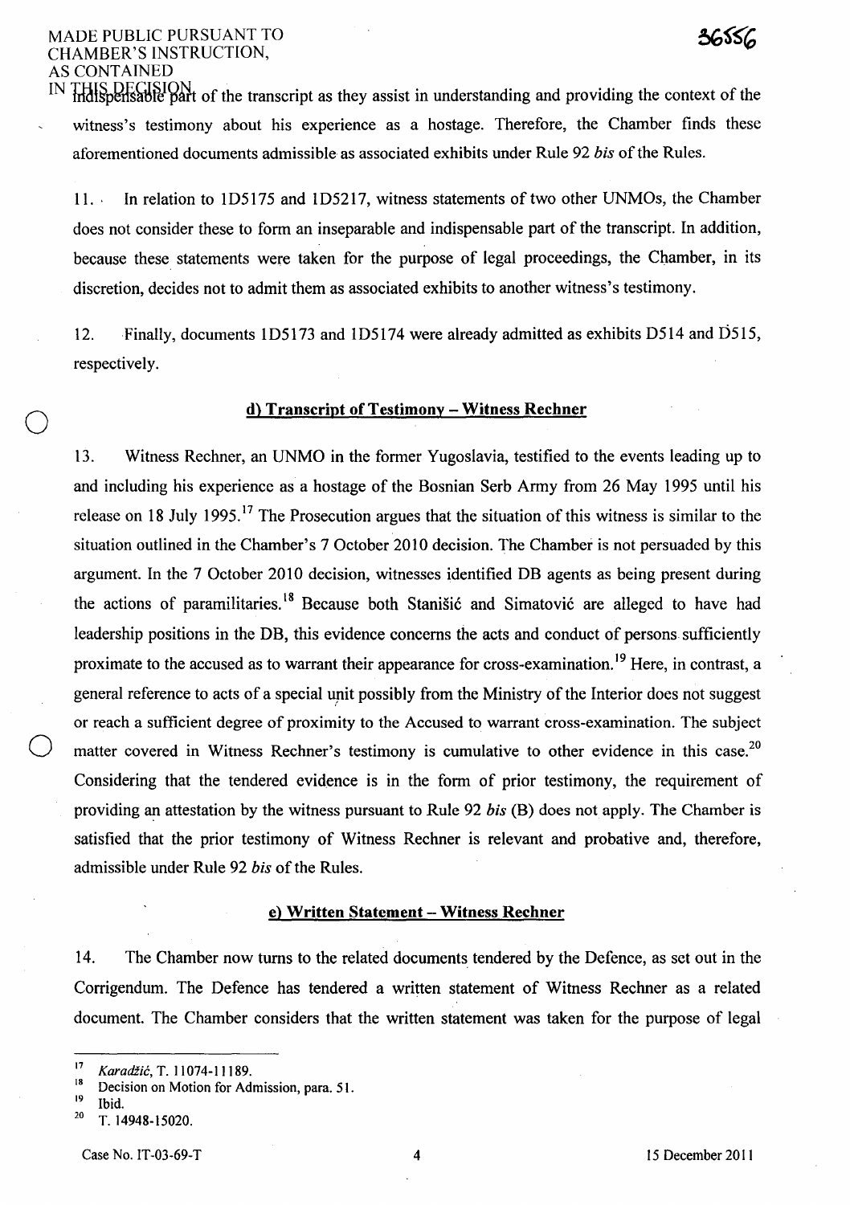indispensable part of the transcript as they assist in understanding and providing the context of the witness's testimony about his experience as a hostage. Therefore, the Chamber finds these aforementioned documents admissible as associated exhibits under Rule 92 *bis* of the Rules.

11. In relation to 1D5175 and 1D5217, witness statements of two other UNMOs, the Chamber does not consider these to form an inseparable and indispensable part of the transcript. In addition, because these statements were taken for the purpose of legal proceedings, the Chamber, in its discretion, decides not to admit them as associated exhibits to another witness's testimony.

12. Finally, documents 1D5173 and 1D5174 were already admitted as exhibits D514 and D515, respectively.

**d) Transcript of Testimony – Witness Rechner**

13. Witness Rechner, an UNMO in the former Yugoslavia, testified to the events leading up to and including his experience as a hostage of the Bosnian Serb Army from 26 May 1995 until his release on 18 July 1995.[17] The Prosecution argues that the situation of this witness is similar to the situation outlined in the Chamber's 7 October 2010 decision. The Chamber is not persuaded by this argument. In the 7 October 2010 decision, witnesses identified DB agents as being present during the actions of paramilitaries.[18] Because both Stanišić and Simatović are alleged to have had leadership positions in the DB, this evidence concerns the acts and conduct of persons sufficiently proximate to the accused as to warrant their appearance for cross-examination.[19] Here, in contrast, a general reference to acts of a special unit possibly from the Ministry of the Interior does not suggest or reach a sufficient degree of proximity to the Accused to warrant cross-examination. The subject matter covered in Witness Rechner's testimony is cumulative to other evidence in this case.[20] Considering that the tendered evidence is in the form of prior testimony, the requirement of providing an attestation by the witness pursuant to Rule 92 *bis* (B) does not apply. The Chamber is satisfied that the prior testimony of Witness Rechner is relevant and probative and, therefore, admissible under Rule 92 *bis* of the Rules.

**e) Written Statement – Witness Rechner**

14. The Chamber now turns to the related documents tendered by the Defence, as set out in the Corrigendum. The Defence has tendered a written statement of Witness Rechner as a related document. The Chamber considers that the written statement was taken for the purpose of legal

---

[17] *Karadžić*, T. 11074-11189.

[18] Decision on Motion for Admission, para. 51.

[19] Ibid.

[20] T. 14948-15020.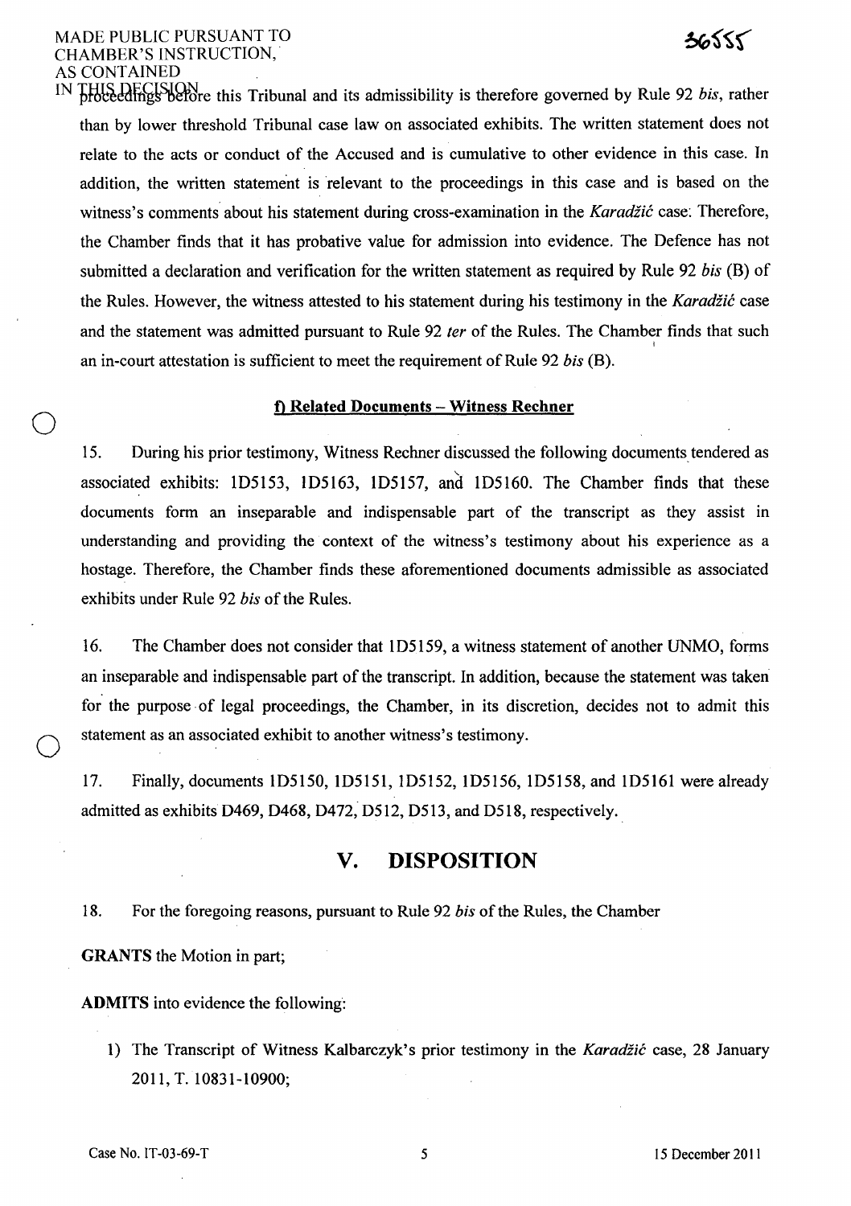proceedings before this Tribunal and its admissibility is therefore governed by Rule 92 *bis*, rather than by lower threshold Tribunal case law on associated exhibits. The written statement does not relate to the acts or conduct of the Accused and is cumulative to other evidence in this case. In addition, the written statement is relevant to the proceedings in this case and is based on the witness's comments about his statement during cross-examination in the *Karadžić* case. Therefore, the Chamber finds that it has probative value for admission into evidence. The Defence has not submitted a declaration and verification for the written statement as required by Rule 92 *bis* (B) of the Rules. However, the witness attested to his statement during his testimony in the *Karadžić* case and the statement was admitted pursuant to Rule 92 *ter* of the Rules. The Chamber finds that such an in-court attestation is sufficient to meet the requirement of Rule 92 *bis* (B).

#### f) Related Documents – Witness Rechner

15. During his prior testimony, Witness Rechner discussed the following documents tendered as associated exhibits: 1D5153, 1D5163, 1D5157, and 1D5160. The Chamber finds that these documents form an inseparable and indispensable part of the transcript as they assist in understanding and providing the context of the witness's testimony about his experience as a hostage. Therefore, the Chamber finds these aforementioned documents admissible as associated exhibits under Rule 92 *bis* of the Rules.

16. The Chamber does not consider that 1D5159, a witness statement of another UNMO, forms an inseparable and indispensable part of the transcript. In addition, because the statement was taken for the purpose of legal proceedings, the Chamber, in its discretion, decides not to admit this statement as an associated exhibit to another witness's testimony.

17. Finally, documents 1D5150, 1D5151, 1D5152, 1D5156, 1D5158, and 1D5161 were already admitted as exhibits D469, D468, D472, D512, D513, and D518, respectively.

## V. DISPOSITION

18. For the foregoing reasons, pursuant to Rule 92 *bis* of the Rules, the Chamber

**GRANTS** the Motion in part;

**ADMITS** into evidence the following:

1) The Transcript of Witness Kalbarczyk's prior testimony in the *Karadžić* case, 28 January 2011, T. 10831-10900;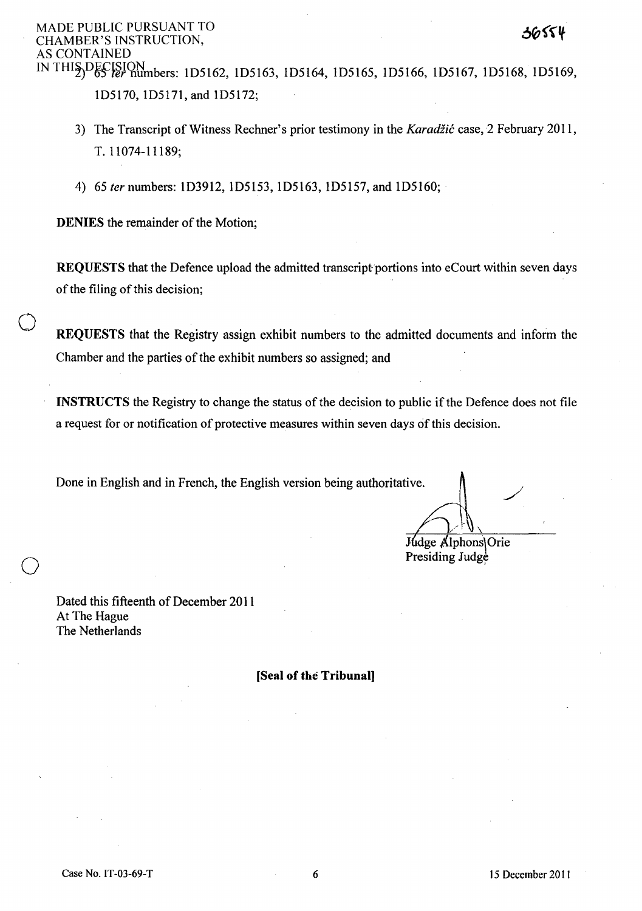MADE PUBLIC PURSUANT TO CHAMBER'S INSTRUCTION, AS CONTAINED IN THIS DECISION

2) 65 *ter* numbers: 1D5162, 1D5163, 1D5164, 1D5165, 1D5166, 1D5167, 1D5168, 1D5169, 1D5170, 1D5171, and 1D5172;

3) The Transcript of Witness Rechner's prior testimony in the *Karadžić* case, 2 February 2011, T. 11074-11189;

4) 65 *ter* numbers: 1D3912, 1D5153, 1D5163, 1D5157, and 1D5160;

**DENIES** the remainder of the Motion;

**REQUESTS** that the Defence upload the admitted transcript portions into eCourt within seven days of the filing of this decision;

**REQUESTS** that the Registry assign exhibit numbers to the admitted documents and inform the Chamber and the parties of the exhibit numbers so assigned; and

**INSTRUCTS** the Registry to change the status of the decision to public if the Defence does not file a request for or notification of protective measures within seven days of this decision.

Done in English and in French, the English version being authoritative.

Judge Alphons Orie
Presiding Judge

Dated this fifteenth of December 2011
At The Hague
The Netherlands

**[Seal of the Tribunal]**